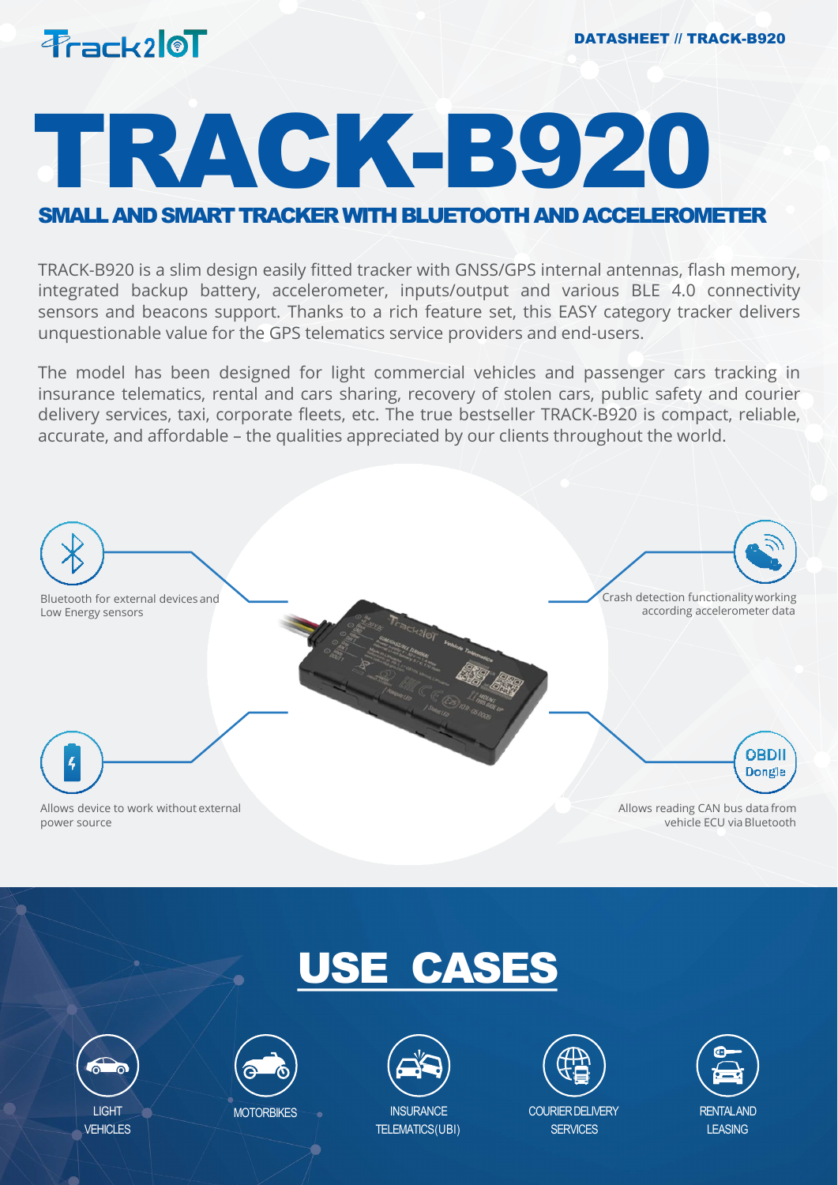DATASHEET // TRACK-B920

# TRACK-B920

## SMALL AND SMART TRACKER WITH BLUETOOTH AND ACCELEROMETER

TRACK-B920 is a slim design easily fitted tracker with GNSS/GPS internal antennas, flash memory, integrated backup battery, accelerometer, inputs/output and various BLE 4.0 connectivity sensors and beacons support. Thanks to a rich feature set, this EASY category tracker delivers unquestionable value for the GPS telematics service providers and end-users.

The model has been designed for light commercial vehicles and passenger cars tracking in insurance telematics, rental and cars sharing, recovery of stolen cars, public safety and courier delivery services, taxi, corporate fleets, etc. The true bestseller TRACK-B920 is compact, reliable, accurate, and affordable – the qualities appreciated by our clients throughout the world.

Bluetooth for external devices and Low Energy sensors

Crash detection functionality working according accelerometer data

Allows device to work without external power source

Allows reading CAN bus data from vehicle ECU via Bluetooth

## USE CASES

- LIGHT VEHICLES
- MOTORBIKES
- INSURANCE TELEMATICS(UBI)
- COURIER DELIVERY SERVICES
- RENTAL AND LEASING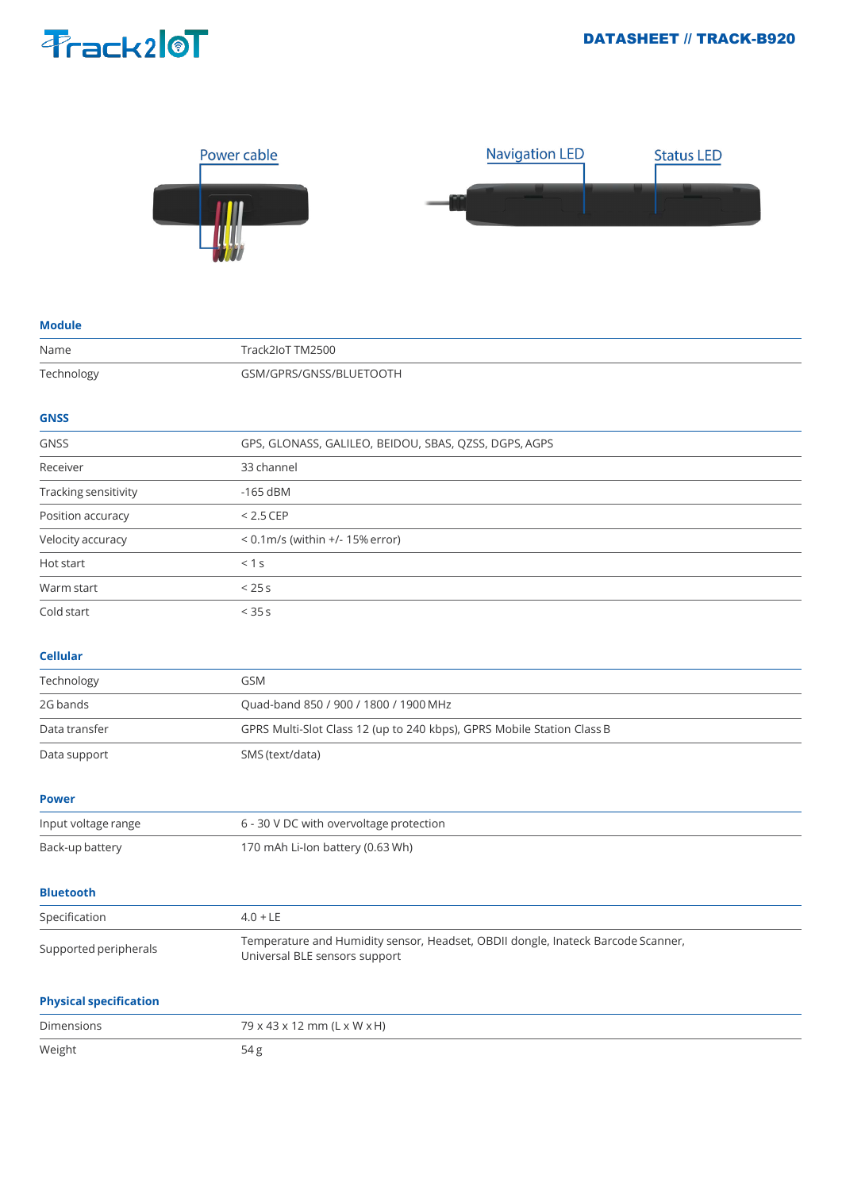Power cable

Navigation LED

Status LED

## Module

| | |
|---|---|
| Name | Track2IoT TM2500 |
| Technology | GSM/GPRS/GNSS/BLUETOOTH |

## GNSS

| | |
|---|---|
| GNSS | GPS, GLONASS, GALILEO, BEIDOU, SBAS, QZSS, DGPS, AGPS |
| Receiver | 33 channel |
| Tracking sensitivity | -165 dBM |
| Position accuracy | < 2.5 CEP |
| Velocity accuracy | < 0.1m/s (within +/- 15% error) |
| Hot start | < 1 s |
| Warm start | < 25 s |
| Cold start | < 35 s |

## Cellular

| | |
|---|---|
| Technology | GSM |
| 2G bands | Quad-band 850 / 900 / 1800 / 1900 MHz |
| Data transfer | GPRS Multi-Slot Class 12 (up to 240 kbps), GPRS Mobile Station Class B |
| Data support | SMS (text/data) |

## Power

| | |
|---|---|
| Input voltage range | 6 - 30 V DC with overvoltage protection |
| Back-up battery | 170 mAh Li-Ion battery (0.63 Wh) |

## Bluetooth

| | |
|---|---|
| Specification | 4.0 + LE |
| Supported peripherals | Temperature and Humidity sensor, Headset, OBDII dongle, Inateck Barcode Scanner, Universal BLE sensors support |

## Physical specification

| | |
|---|---|
| Dimensions | 79 x 43 x 12 mm (L x W x H) |
| Weight | 54 g |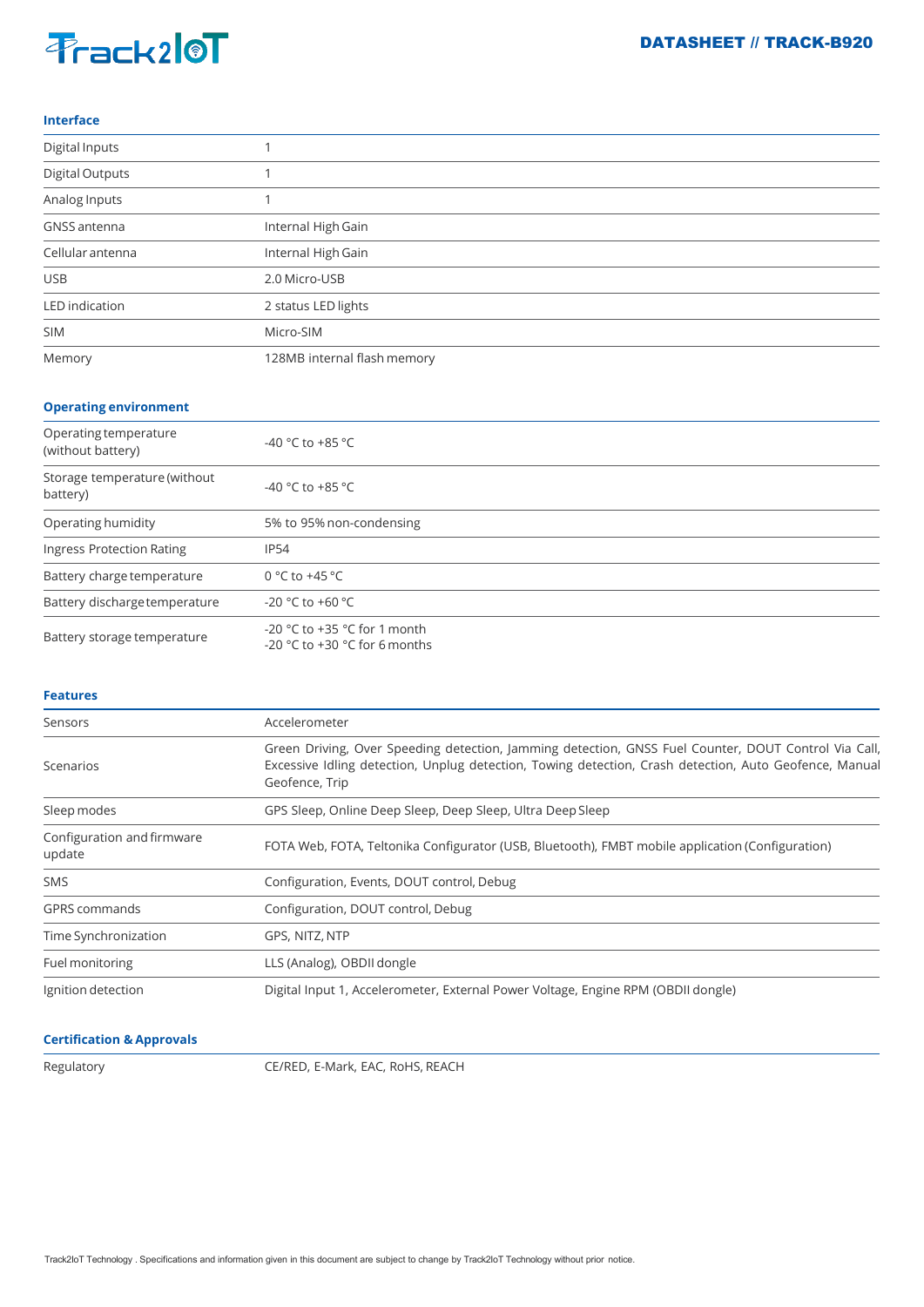## Interface

| | |
|---|---|
| Digital Inputs | 1 |
| Digital Outputs | 1 |
| Analog Inputs | 1 |
| GNSS antenna | Internal High Gain |
| Cellular antenna | Internal High Gain |
| USB | 2.0 Micro-USB |
| LED indication | 2 status LED lights |
| SIM | Micro-SIM |
| Memory | 128MB internal flash memory |

## Operating environment

| | |
|---|---|
| Operating temperature (without battery) | -40 °C to +85 °C |
| Storage temperature (without battery) | -40 °C to +85 °C |
| Operating humidity | 5% to 95% non-condensing |
| Ingress Protection Rating | IP54 |
| Battery charge temperature | 0 °C to +45 °C |
| Battery discharge temperature | -20 °C to +60 °C |
| Battery storage temperature | -20 °C to +35 °C for 1 month<br>-20 °C to +30 °C for 6 months |

## Features

| | |
|---|---|
| Sensors | Accelerometer |
| Scenarios | Green Driving, Over Speeding detection, Jamming detection, GNSS Fuel Counter, DOUT Control Via Call, Excessive Idling detection, Unplug detection, Towing detection, Crash detection, Auto Geofence, Manual Geofence, Trip |
| Sleep modes | GPS Sleep, Online Deep Sleep, Deep Sleep, Ultra Deep Sleep |
| Configuration and firmware update | FOTA Web, FOTA, Teltonika Configurator (USB, Bluetooth), FMBT mobile application (Configuration) |
| SMS | Configuration, Events, DOUT control, Debug |
| GPRS commands | Configuration, DOUT control, Debug |
| Time Synchronization | GPS, NITZ, NTP |
| Fuel monitoring | LLS (Analog), OBDII dongle |
| Ignition detection | Digital Input 1, Accelerometer, External Power Voltage, Engine RPM (OBDII dongle) |

## Certification & Approvals

| | |
|---|---|
| Regulatory | CE/RED, E-Mark, EAC, RoHS, REACH |

Track2IoT Technology . Specifications and information given in this document are subject to change by Track2IoT Technology without prior notice.